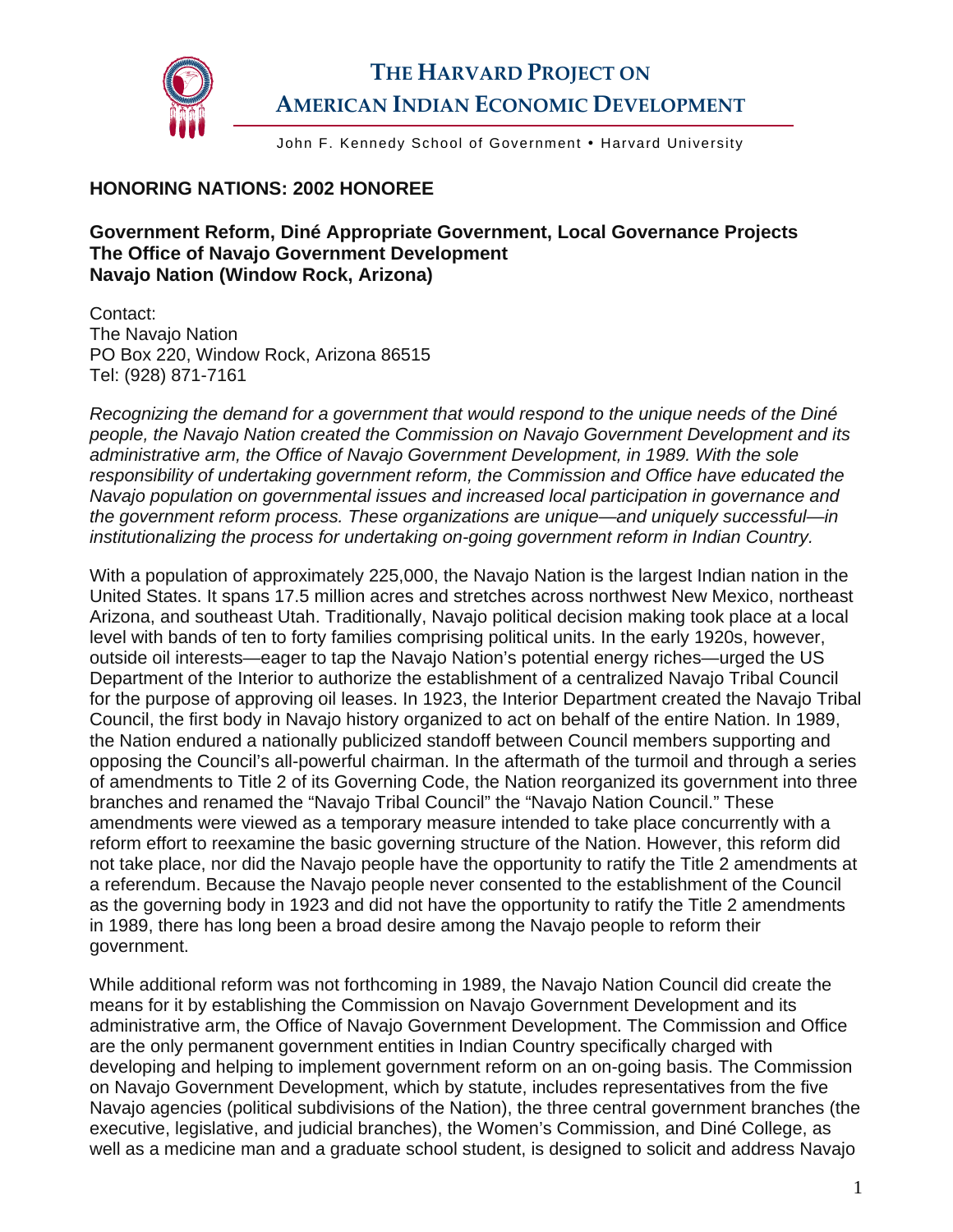# THE HARVARD PROJECT ON AMERICAN INDIAN ECONOMIC DEVELOPMENT

John F. Kennedy School of Government • Harvard University

## HONORING NATIONS: 2002 HONOREE

**Government Reform, Diné Appropriate Government, Local Governance Projects**
**The Office of Navajo Government Development**
**Navajo Nation (Window Rock, Arizona)**

Contact:
The Navajo Nation
PO Box 220, Window Rock, Arizona 86515
Tel: (928) 871-7161

*Recognizing the demand for a government that would respond to the unique needs of the Diné people, the Navajo Nation created the Commission on Navajo Government Development and its administrative arm, the Office of Navajo Government Development, in 1989. With the sole responsibility of undertaking government reform, the Commission and Office have educated the Navajo population on governmental issues and increased local participation in governance and the government reform process. These organizations are unique—and uniquely successful—in institutionalizing the process for undertaking on-going government reform in Indian Country.*

With a population of approximately 225,000, the Navajo Nation is the largest Indian nation in the United States. It spans 17.5 million acres and stretches across northwest New Mexico, northeast Arizona, and southeast Utah. Traditionally, Navajo political decision making took place at a local level with bands of ten to forty families comprising political units. In the early 1920s, however, outside oil interests—eager to tap the Navajo Nation's potential energy riches—urged the US Department of the Interior to authorize the establishment of a centralized Navajo Tribal Council for the purpose of approving oil leases. In 1923, the Interior Department created the Navajo Tribal Council, the first body in Navajo history organized to act on behalf of the entire Nation. In 1989, the Nation endured a nationally publicized standoff between Council members supporting and opposing the Council's all-powerful chairman. In the aftermath of the turmoil and through a series of amendments to Title 2 of its Governing Code, the Nation reorganized its government into three branches and renamed the "Navajo Tribal Council" the "Navajo Nation Council." These amendments were viewed as a temporary measure intended to take place concurrently with a reform effort to reexamine the basic governing structure of the Nation. However, this reform did not take place, nor did the Navajo people have the opportunity to ratify the Title 2 amendments at a referendum. Because the Navajo people never consented to the establishment of the Council as the governing body in 1923 and did not have the opportunity to ratify the Title 2 amendments in 1989, there has long been a broad desire among the Navajo people to reform their government.

While additional reform was not forthcoming in 1989, the Navajo Nation Council did create the means for it by establishing the Commission on Navajo Government Development and its administrative arm, the Office of Navajo Government Development. The Commission and Office are the only permanent government entities in Indian Country specifically charged with developing and helping to implement government reform on an on-going basis. The Commission on Navajo Government Development, which by statute, includes representatives from the five Navajo agencies (political subdivisions of the Nation), the three central government branches (the executive, legislative, and judicial branches), the Women's Commission, and Diné College, as well as a medicine man and a graduate school student, is designed to solicit and address Navajo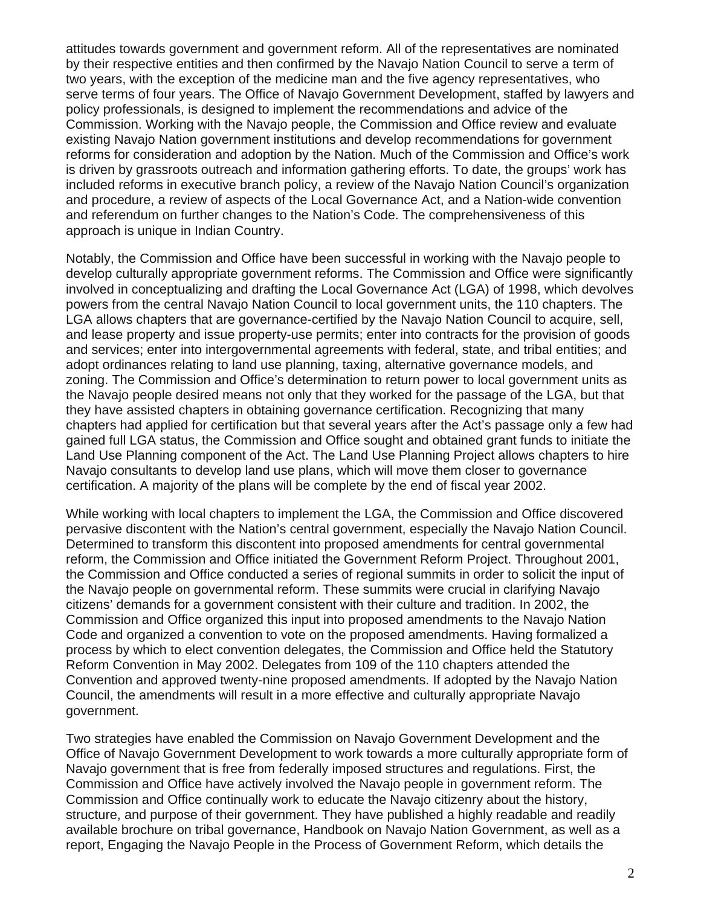attitudes towards government and government reform. All of the representatives are nominated by their respective entities and then confirmed by the Navajo Nation Council to serve a term of two years, with the exception of the medicine man and the five agency representatives, who serve terms of four years. The Office of Navajo Government Development, staffed by lawyers and policy professionals, is designed to implement the recommendations and advice of the Commission. Working with the Navajo people, the Commission and Office review and evaluate existing Navajo Nation government institutions and develop recommendations for government reforms for consideration and adoption by the Nation. Much of the Commission and Office's work is driven by grassroots outreach and information gathering efforts. To date, the groups' work has included reforms in executive branch policy, a review of the Navajo Nation Council's organization and procedure, a review of aspects of the Local Governance Act, and a Nation-wide convention and referendum on further changes to the Nation's Code. The comprehensiveness of this approach is unique in Indian Country.

Notably, the Commission and Office have been successful in working with the Navajo people to develop culturally appropriate government reforms. The Commission and Office were significantly involved in conceptualizing and drafting the Local Governance Act (LGA) of 1998, which devolves powers from the central Navajo Nation Council to local government units, the 110 chapters. The LGA allows chapters that are governance-certified by the Navajo Nation Council to acquire, sell, and lease property and issue property-use permits; enter into contracts for the provision of goods and services; enter into intergovernmental agreements with federal, state, and tribal entities; and adopt ordinances relating to land use planning, taxing, alternative governance models, and zoning. The Commission and Office's determination to return power to local government units as the Navajo people desired means not only that they worked for the passage of the LGA, but that they have assisted chapters in obtaining governance certification. Recognizing that many chapters had applied for certification but that several years after the Act's passage only a few had gained full LGA status, the Commission and Office sought and obtained grant funds to initiate the Land Use Planning component of the Act. The Land Use Planning Project allows chapters to hire Navajo consultants to develop land use plans, which will move them closer to governance certification. A majority of the plans will be complete by the end of fiscal year 2002.

While working with local chapters to implement the LGA, the Commission and Office discovered pervasive discontent with the Nation's central government, especially the Navajo Nation Council. Determined to transform this discontent into proposed amendments for central governmental reform, the Commission and Office initiated the Government Reform Project. Throughout 2001, the Commission and Office conducted a series of regional summits in order to solicit the input of the Navajo people on governmental reform. These summits were crucial in clarifying Navajo citizens' demands for a government consistent with their culture and tradition. In 2002, the Commission and Office organized this input into proposed amendments to the Navajo Nation Code and organized a convention to vote on the proposed amendments. Having formalized a process by which to elect convention delegates, the Commission and Office held the Statutory Reform Convention in May 2002. Delegates from 109 of the 110 chapters attended the Convention and approved twenty-nine proposed amendments. If adopted by the Navajo Nation Council, the amendments will result in a more effective and culturally appropriate Navajo government.

Two strategies have enabled the Commission on Navajo Government Development and the Office of Navajo Government Development to work towards a more culturally appropriate form of Navajo government that is free from federally imposed structures and regulations. First, the Commission and Office have actively involved the Navajo people in government reform. The Commission and Office continually work to educate the Navajo citizenry about the history, structure, and purpose of their government. They have published a highly readable and readily available brochure on tribal governance, Handbook on Navajo Nation Government, as well as a report, Engaging the Navajo People in the Process of Government Reform, which details the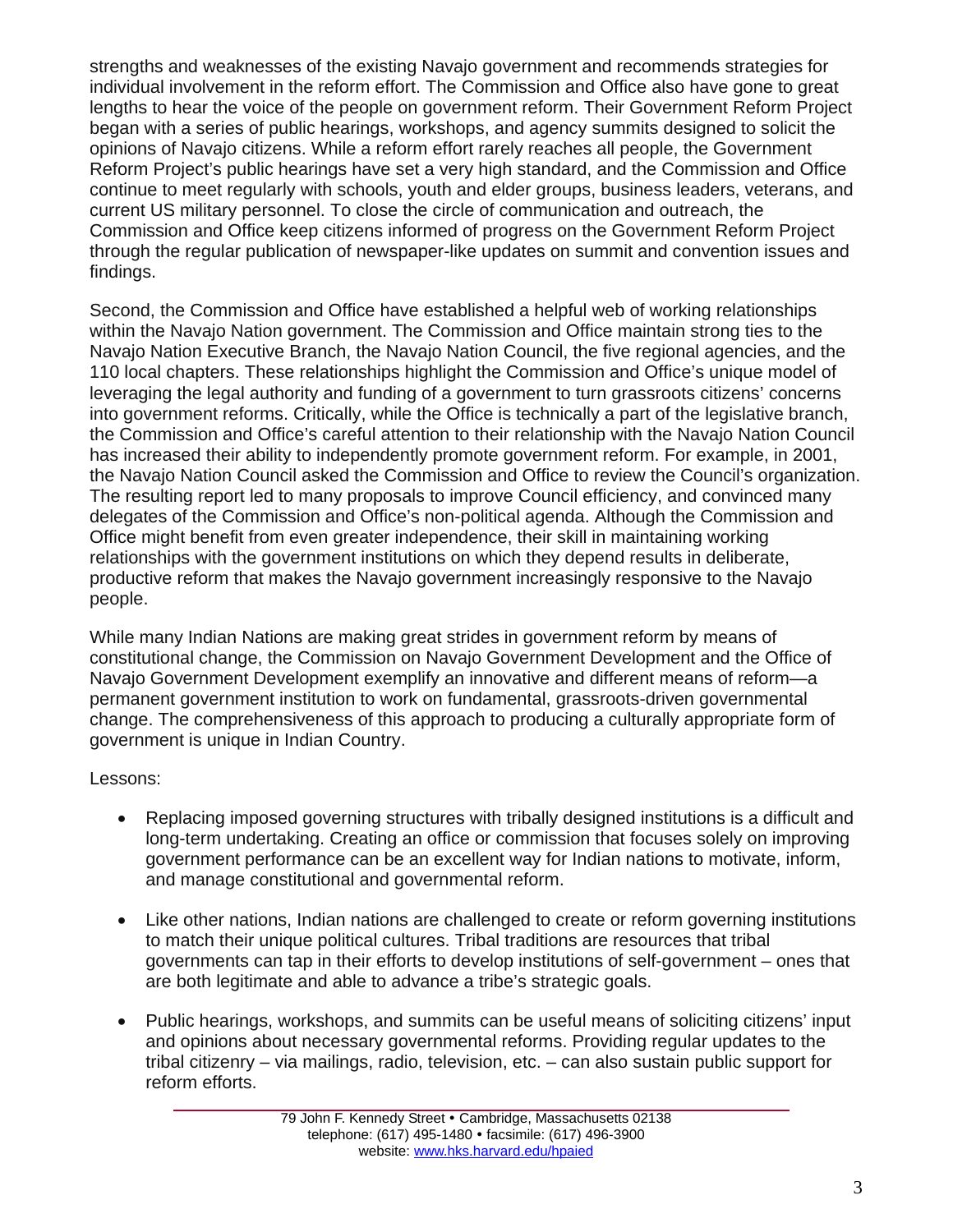strengths and weaknesses of the existing Navajo government and recommends strategies for individual involvement in the reform effort. The Commission and Office also have gone to great lengths to hear the voice of the people on government reform. Their Government Reform Project began with a series of public hearings, workshops, and agency summits designed to solicit the opinions of Navajo citizens. While a reform effort rarely reaches all people, the Government Reform Project's public hearings have set a very high standard, and the Commission and Office continue to meet regularly with schools, youth and elder groups, business leaders, veterans, and current US military personnel. To close the circle of communication and outreach, the Commission and Office keep citizens informed of progress on the Government Reform Project through the regular publication of newspaper-like updates on summit and convention issues and findings.

Second, the Commission and Office have established a helpful web of working relationships within the Navajo Nation government. The Commission and Office maintain strong ties to the Navajo Nation Executive Branch, the Navajo Nation Council, the five regional agencies, and the 110 local chapters. These relationships highlight the Commission and Office's unique model of leveraging the legal authority and funding of a government to turn grassroots citizens' concerns into government reforms. Critically, while the Office is technically a part of the legislative branch, the Commission and Office's careful attention to their relationship with the Navajo Nation Council has increased their ability to independently promote government reform. For example, in 2001, the Navajo Nation Council asked the Commission and Office to review the Council's organization. The resulting report led to many proposals to improve Council efficiency, and convinced many delegates of the Commission and Office's non-political agenda. Although the Commission and Office might benefit from even greater independence, their skill in maintaining working relationships with the government institutions on which they depend results in deliberate, productive reform that makes the Navajo government increasingly responsive to the Navajo people.

While many Indian Nations are making great strides in government reform by means of constitutional change, the Commission on Navajo Government Development and the Office of Navajo Government Development exemplify an innovative and different means of reform—a permanent government institution to work on fundamental, grassroots-driven governmental change. The comprehensiveness of this approach to producing a culturally appropriate form of government is unique in Indian Country.

Lessons:

- Replacing imposed governing structures with tribally designed institutions is a difficult and long-term undertaking. Creating an office or commission that focuses solely on improving government performance can be an excellent way for Indian nations to motivate, inform, and manage constitutional and governmental reform.
- Like other nations, Indian nations are challenged to create or reform governing institutions to match their unique political cultures. Tribal traditions are resources that tribal governments can tap in their efforts to develop institutions of self-government – ones that are both legitimate and able to advance a tribe's strategic goals.
- Public hearings, workshops, and summits can be useful means of soliciting citizens' input and opinions about necessary governmental reforms. Providing regular updates to the tribal citizenry – via mailings, radio, television, etc. – can also sustain public support for reform efforts.

79 John F. Kennedy Street • Cambridge, Massachusetts 02138
telephone: (617) 495-1480 • facsimile: (617) 496-3900
website: www.hks.harvard.edu/hpaied